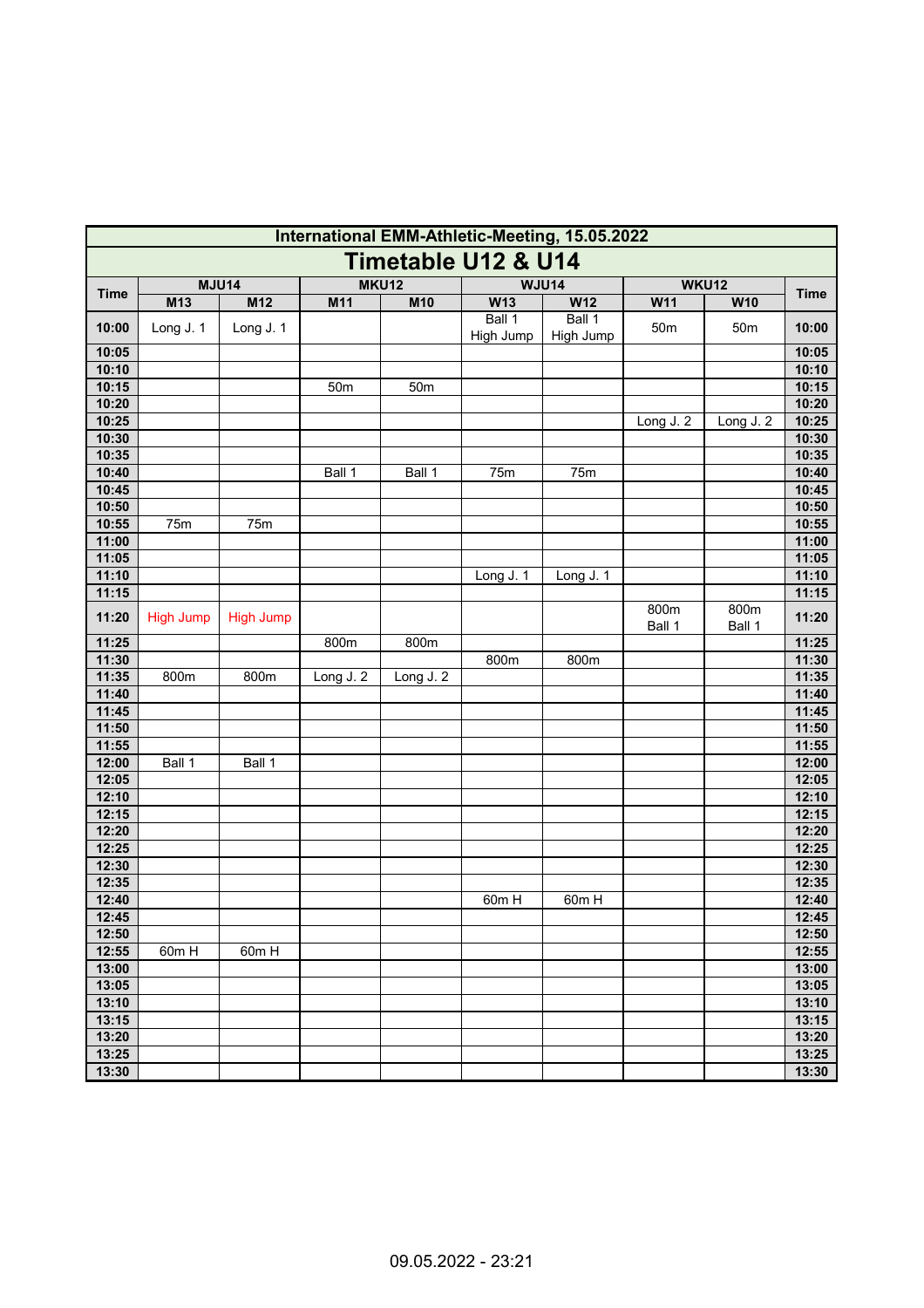# International EMM-Athletic-Meeting, 15.05.2022

## Timetable U12 & U14

| Time | MJU14 | | MKU12 | | WJU14 | | WKU12 | | Time |
|---|---|---|---|---|---|---|---|---|---|
| | M13 | M12 | M11 | M10 | W13 | W12 | W11 | W10 | |
| 10:00 | Long J. 1 | Long J. 1 | | | Ball 1 High Jump | Ball 1 High Jump | 50m | 50m | 10:00 |
| 10:05 | | | | | | | | | 10:05 |
| 10:10 | | | | | | | | | 10:10 |
| 10:15 | | | 50m | 50m | | | | | 10:15 |
| 10:20 | | | | | | | | | 10:20 |
| 10:25 | | | | | | | Long J. 2 | Long J. 2 | 10:25 |
| 10:30 | | | | | | | | | 10:30 |
| 10:35 | | | | | | | | | 10:35 |
| 10:40 | | | Ball 1 | Ball 1 | 75m | 75m | | | 10:40 |
| 10:45 | | | | | | | | | 10:45 |
| 10:50 | | | | | | | | | 10:50 |
| 10:55 | 75m | 75m | | | | | | | 10:55 |
| 11:00 | | | | | | | | | 11:00 |
| 11:05 | | | | | | | | | 11:05 |
| 11:10 | | | | | Long J. 1 | Long J. 1 | | | 11:10 |
| 11:15 | | | | | | | | | 11:15 |
| 11:20 | High Jump | High Jump | | | | | 800m Ball 1 | 800m Ball 1 | 11:20 |
| 11:25 | | | 800m | 800m | | | | | 11:25 |
| 11:30 | | | | | 800m | 800m | | | 11:30 |
| 11:35 | 800m | 800m | Long J. 2 | Long J. 2 | | | | | 11:35 |
| 11:40 | | | | | | | | | 11:40 |
| 11:45 | | | | | | | | | 11:45 |
| 11:50 | | | | | | | | | 11:50 |
| 11:55 | | | | | | | | | 11:55 |
| 12:00 | Ball 1 | Ball 1 | | | | | | | 12:00 |
| 12:05 | | | | | | | | | 12:05 |
| 12:10 | | | | | | | | | 12:10 |
| 12:15 | | | | | | | | | 12:15 |
| 12:20 | | | | | | | | | 12:20 |
| 12:25 | | | | | | | | | 12:25 |
| 12:30 | | | | | | | | | 12:30 |
| 12:35 | | | | | | | | | 12:35 |
| 12:40 | | | | | 60m H | 60m H | | | 12:40 |
| 12:45 | | | | | | | | | 12:45 |
| 12:50 | | | | | | | | | 12:50 |
| 12:55 | 60m H | 60m H | | | | | | | 12:55 |
| 13:00 | | | | | | | | | 13:00 |
| 13:05 | | | | | | | | | 13:05 |
| 13:10 | | | | | | | | | 13:10 |
| 13:15 | | | | | | | | | 13:15 |
| 13:20 | | | | | | | | | 13:20 |
| 13:25 | | | | | | | | | 13:25 |
| 13:30 | | | | | | | | | 13:30 |

09.05.2022 - 23:21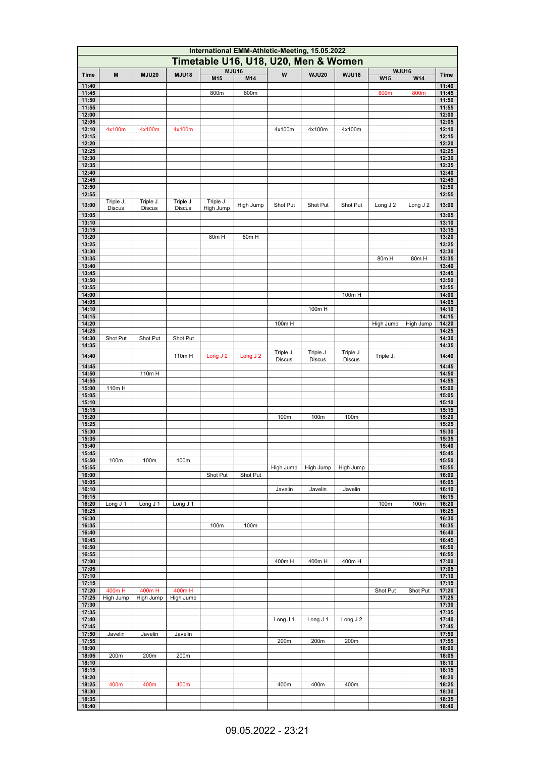# International EMM-Athletic-Meeting, 15.05.2022

## Timetable U16, U18, U20, Men & Women

| Time | M | MJU20 | MJU18 | MJU16 | | W | WJU20 | WJU18 | WJU16 | | Time |
|---|---|---|---|---|---|---|---|---|---|---|---|
| | | | | M15 | M14 | | | | W15 | W14 | |
| 11:40 | | | | | | | | | | | 11:40 |
| 11:45 | | | | 800m | 800m | | | | 800m | 800m | 11:45 |
| 11:50 | | | | | | | | | | | 11:50 |
| 11:55 | | | | | | | | | | | 11:55 |
| 12:00 | | | | | | | | | | | 12:00 |
| 12:05 | | | | | | | | | | | 12:05 |
| 12:10 | 4x100m | 4x100m | 4x100m | | | 4x100m | 4x100m | 4x100m | | | 12:10 |
| 12:15 | | | | | | | | | | | 12:15 |
| 12:20 | | | | | | | | | | | 12:20 |
| 12:25 | | | | | | | | | | | 12:25 |
| 12:30 | | | | | | | | | | | 12:30 |
| 12:35 | | | | | | | | | | | 12:35 |
| 12:40 | | | | | | | | | | | 12:40 |
| 12:45 | | | | | | | | | | | 12:45 |
| 12:50 | | | | | | | | | | | 12:50 |
| 12:55 | | | | | | | | | | | 12:55 |
| 13:00 | Triple J. Discus | Triple J. Discus | Triple J. Discus | Triple J. High Jump | High Jump | Shot Put | Shot Put | Shot Put | Long J 2 | Long J 2 | 13:00 |
| 13:05 | | | | | | | | | | | 13:05 |
| 13:10 | | | | | | | | | | | 13:10 |
| 13:15 | | | | | | | | | | | 13:15 |
| 13:20 | | | | 80m H | 80m H | | | | | | 13:20 |
| 13:25 | | | | | | | | | | | 13:25 |
| 13:30 | | | | | | | | | | | 13:30 |
| 13:35 | | | | | | | | | 80m H | 80m H | 13:35 |
| 13:40 | | | | | | | | | | | 13:40 |
| 13:45 | | | | | | | | | | | 13:45 |
| 13:50 | | | | | | | | | | | 13:50 |
| 13:55 | | | | | | | | | | | 13:55 |
| 14:00 | | | | | | | | 100m H | | | 14:00 |
| 14:05 | | | | | | | | | | | 14:05 |
| 14:10 | | | | | | | 100m H | | | | 14:10 |
| 14:15 | | | | | | | | | | | 14:15 |
| 14:20 | | | | | | 100m H | | | High Jump | High Jump | 14:20 |
| 14:25 | | | | | | | | | | | 14:25 |
| 14:30 | Shot Put | Shot Put | Shot Put | | | | | | | | 14:30 |
| 14:35 | | | | | | | | | | | 14:35 |
| 14:40 | | | 110m H | Long J 2 | Long J 2 | Triple J. Discus | Triple J. Discus | Triple J. Discus | Triple J. | | 14:40 |
| 14:45 | | | | | | | | | | | 14:45 |
| 14:50 | | 110m H | | | | | | | | | 14:50 |
| 14:55 | | | | | | | | | | | 14:55 |
| 15:00 | 110m H | | | | | | | | | | 15:00 |
| 15:05 | | | | | | | | | | | 15:05 |
| 15:10 | | | | | | | | | | | 15:10 |
| 15:15 | | | | | | | | | | | 15:15 |
| 15:20 | | | | | | 100m | 100m | 100m | | | 15:20 |
| 15:25 | | | | | | | | | | | 15:25 |
| 15:30 | | | | | | | | | | | 15:30 |
| 15:35 | | | | | | | | | | | 15:35 |
| 15:40 | | | | | | | | | | | 15:40 |
| 15:45 | | | | | | | | | | | 15:45 |
| 15:50 | 100m | 100m | 100m | | | | | | | | 15:50 |
| 15:55 | | | | | | High Jump | High Jump | High Jump | | | 15:55 |
| 16:00 | | | | Shot Put | Shot Put | | | | | | 16:00 |
| 16:05 | | | | | | | | | | | 16:05 |
| 16:10 | | | | | | Javelin | Javelin | Javelin | | | 16:10 |
| 16:15 | | | | | | | | | | | 16:15 |
| 16:20 | Long J 1 | Long J 1 | Long J 1 | | | | | | 100m | 100m | 16:20 |
| 16:25 | | | | | | | | | | | 16:25 |
| 16:30 | | | | | | | | | | | 16:30 |
| 16:35 | | | | 100m | 100m | | | | | | 16:35 |
| 16:40 | | | | | | | | | | | 16:40 |
| 16:45 | | | | | | | | | | | 16:45 |
| 16:50 | | | | | | | | | | | 16:50 |
| 16:55 | | | | | | | | | | | 16:55 |
| 17:00 | | | | | | 400m H | 400m H | 400m H | | | 17:00 |
| 17:05 | | | | | | | | | | | 17:05 |
| 17:10 | | | | | | | | | | | 17:10 |
| 17:15 | | | | | | | | | | | 17:15 |
| 17:20 | 400m H | 400m H | 400m H | | | | | | Shot Put | Shot Put | 17:20 |
| 17:25 | High Jump | High Jump | High Jump | | | | | | | | 17:25 |
| 17:30 | | | | | | | | | | | 17:30 |
| 17:35 | | | | | | | | | | | 17:35 |
| 17:40 | | | | | | Long J 1 | Long J 1 | Long J 2 | | | 17:40 |
| 17:45 | | | | | | | | | | | 17:45 |
| 17:50 | Javelin | Javelin | Javelin | | | | | | | | 17:50 |
| 17:55 | | | | | | 200m | 200m | 200m | | | 17:55 |
| 18:00 | | | | | | | | | | | 18:00 |
| 18:05 | 200m | 200m | 200m | | | | | | | | 18:05 |
| 18:10 | | | | | | | | | | | 18:10 |
| 18:15 | | | | | | | | | | | 18:15 |
| 18:20 | | | | | | | | | | | 18:20 |
| 18:25 | 400m | 400m | 400m | | | 400m | 400m | 400m | | | 18:25 |
| 18:30 | | | | | | | | | | | 18:30 |
| 18:35 | | | | | | | | | | | 18:35 |
| 18:40 | | | | | | | | | | | 18:40 |

09.05.2022 - 23:21